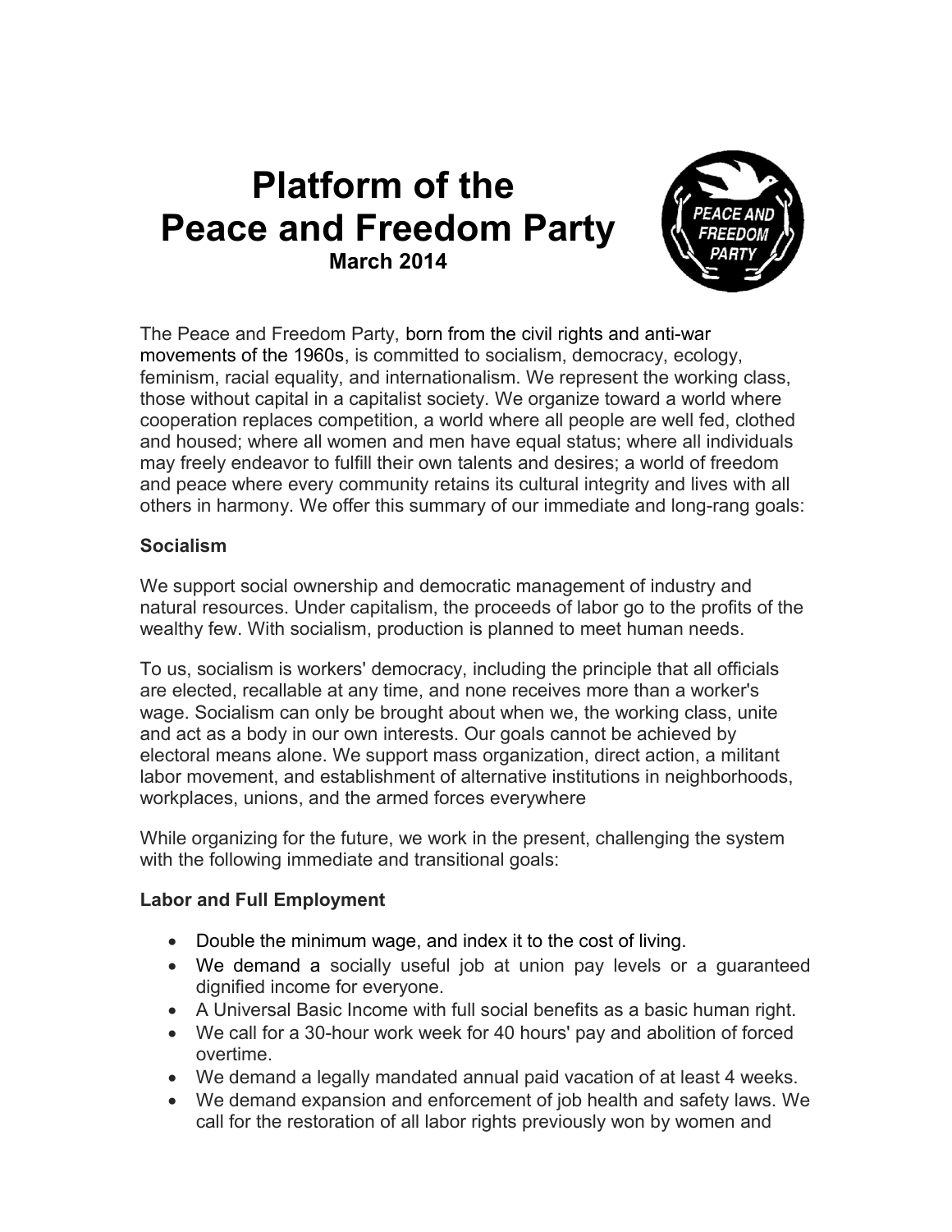# Platform of the Peace and Freedom Party

**March 2014**

The Peace and Freedom Party, born from the civil rights and anti-war movements of the 1960s, is committed to socialism, democracy, ecology, feminism, racial equality, and internationalism. We represent the working class, those without capital in a capitalist society. We organize toward a world where cooperation replaces competition, a world where all people are well fed, clothed and housed; where all women and men have equal status; where all individuals may freely endeavor to fulfill their own talents and desires; a world of freedom and peace where every community retains its cultural integrity and lives with all others in harmony. We offer this summary of our immediate and long-rang goals:

## Socialism

We support social ownership and democratic management of industry and natural resources. Under capitalism, the proceeds of labor go to the profits of the wealthy few. With socialism, production is planned to meet human needs.

To us, socialism is workers' democracy, including the principle that all officials are elected, recallable at any time, and none receives more than a worker's wage. Socialism can only be brought about when we, the working class, unite and act as a body in our own interests. Our goals cannot be achieved by electoral means alone. We support mass organization, direct action, a militant labor movement, and establishment of alternative institutions in neighborhoods, workplaces, unions, and the armed forces everywhere

While organizing for the future, we work in the present, challenging the system with the following immediate and transitional goals:

## Labor and Full Employment

- Double the minimum wage, and index it to the cost of living.
- We demand a socially useful job at union pay levels or a guaranteed dignified income for everyone.
- A Universal Basic Income with full social benefits as a basic human right.
- We call for a 30-hour work week for 40 hours' pay and abolition of forced overtime.
- We demand a legally mandated annual paid vacation of at least 4 weeks.
- We demand expansion and enforcement of job health and safety laws. We call for the restoration of all labor rights previously won by women and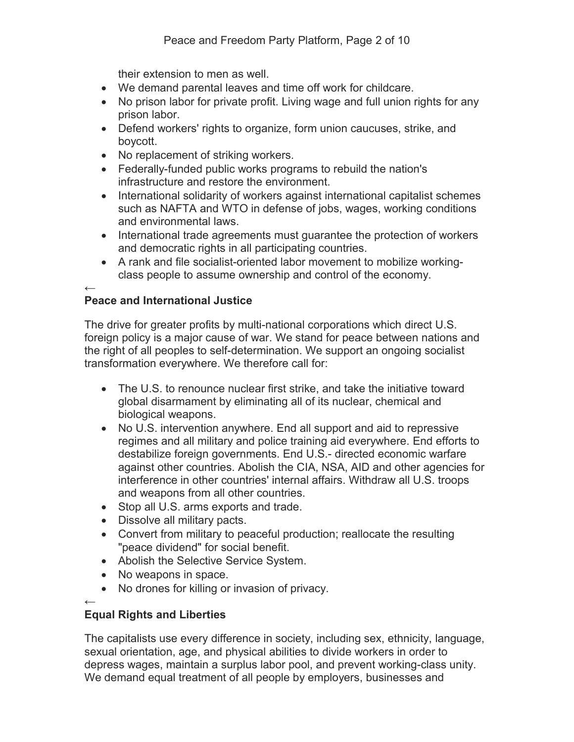their extension to men as well.

- We demand parental leaves and time off work for childcare.
- No prison labor for private profit. Living wage and full union rights for any prison labor.
- Defend workers' rights to organize, form union caucuses, strike, and boycott.
- No replacement of striking workers.
- Federally-funded public works programs to rebuild the nation's infrastructure and restore the environment.
- International solidarity of workers against international capitalist schemes such as NAFTA and WTO in defense of jobs, wages, working conditions and environmental laws.
- International trade agreements must guarantee the protection of workers and democratic rights in all participating countries.
- A rank and file socialist-oriented labor movement to mobilize working-class people to assume ownership and control of the economy.

←

**Peace and International Justice**

The drive for greater profits by multi-national corporations which direct U.S. foreign policy is a major cause of war. We stand for peace between nations and the right of all peoples to self-determination. We support an ongoing socialist transformation everywhere. We therefore call for:

- The U.S. to renounce nuclear first strike, and take the initiative toward global disarmament by eliminating all of its nuclear, chemical and biological weapons.
- No U.S. intervention anywhere. End all support and aid to repressive regimes and all military and police training aid everywhere. End efforts to destabilize foreign governments. End U.S.- directed economic warfare against other countries. Abolish the CIA, NSA, AID and other agencies for interference in other countries' internal affairs. Withdraw all U.S. troops and weapons from all other countries.
- Stop all U.S. arms exports and trade.
- Dissolve all military pacts.
- Convert from military to peaceful production; reallocate the resulting "peace dividend" for social benefit.
- Abolish the Selective Service System.
- No weapons in space.
- No drones for killing or invasion of privacy.

←

**Equal Rights and Liberties**

The capitalists use every difference in society, including sex, ethnicity, language, sexual orientation, age, and physical abilities to divide workers in order to depress wages, maintain a surplus labor pool, and prevent working-class unity. We demand equal treatment of all people by employers, businesses and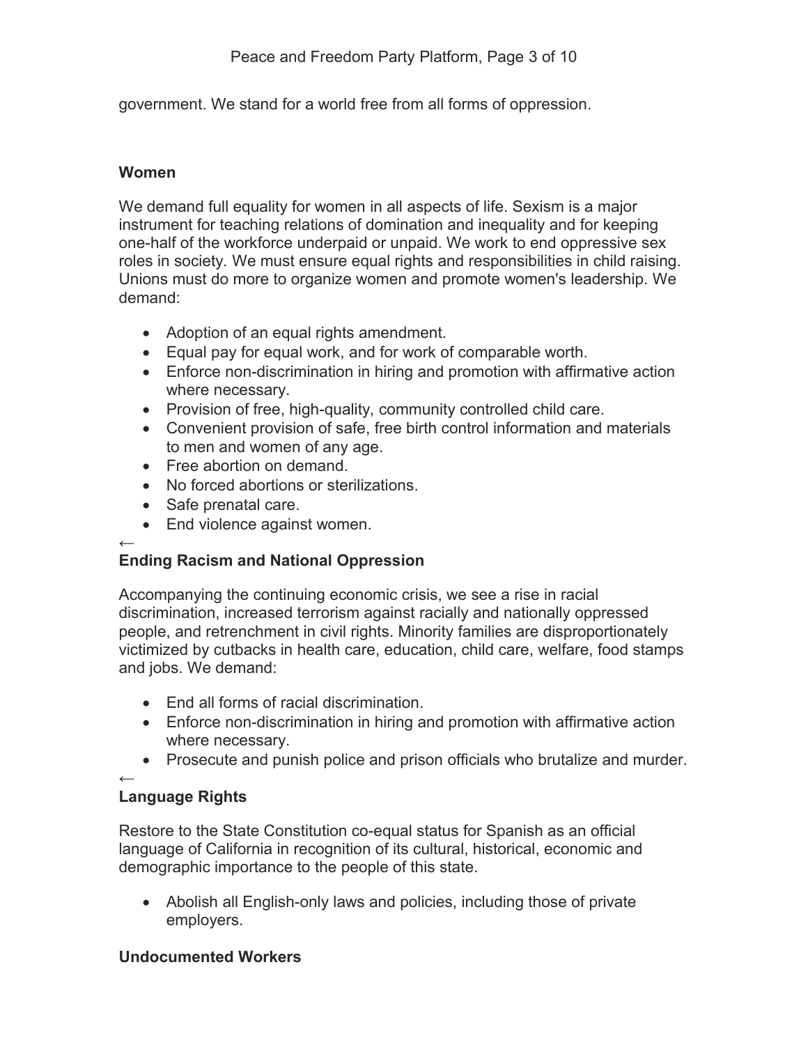government. We stand for a world free from all forms of oppression.

**Women**

We demand full equality for women in all aspects of life. Sexism is a major instrument for teaching relations of domination and inequality and for keeping one-half of the workforce underpaid or unpaid. We work to end oppressive sex roles in society. We must ensure equal rights and responsibilities in child raising. Unions must do more to organize women and promote women's leadership. We demand:

- Adoption of an equal rights amendment.
- Equal pay for equal work, and for work of comparable worth.
- Enforce non-discrimination in hiring and promotion with affirmative action where necessary.
- Provision of free, high-quality, community controlled child care.
- Convenient provision of safe, free birth control information and materials to men and women of any age.
- Free abortion on demand.
- No forced abortions or sterilizations.
- Safe prenatal care.
- End violence against women.

←

**Ending Racism and National Oppression**

Accompanying the continuing economic crisis, we see a rise in racial discrimination, increased terrorism against racially and nationally oppressed people, and retrenchment in civil rights. Minority families are disproportionately victimized by cutbacks in health care, education, child care, welfare, food stamps and jobs. We demand:

- End all forms of racial discrimination.
- Enforce non-discrimination in hiring and promotion with affirmative action where necessary.
- Prosecute and punish police and prison officials who brutalize and murder.

←

**Language Rights**

Restore to the State Constitution co-equal status for Spanish as an official language of California in recognition of its cultural, historical, economic and demographic importance to the people of this state.

- Abolish all English-only laws and policies, including those of private employers.

**Undocumented Workers**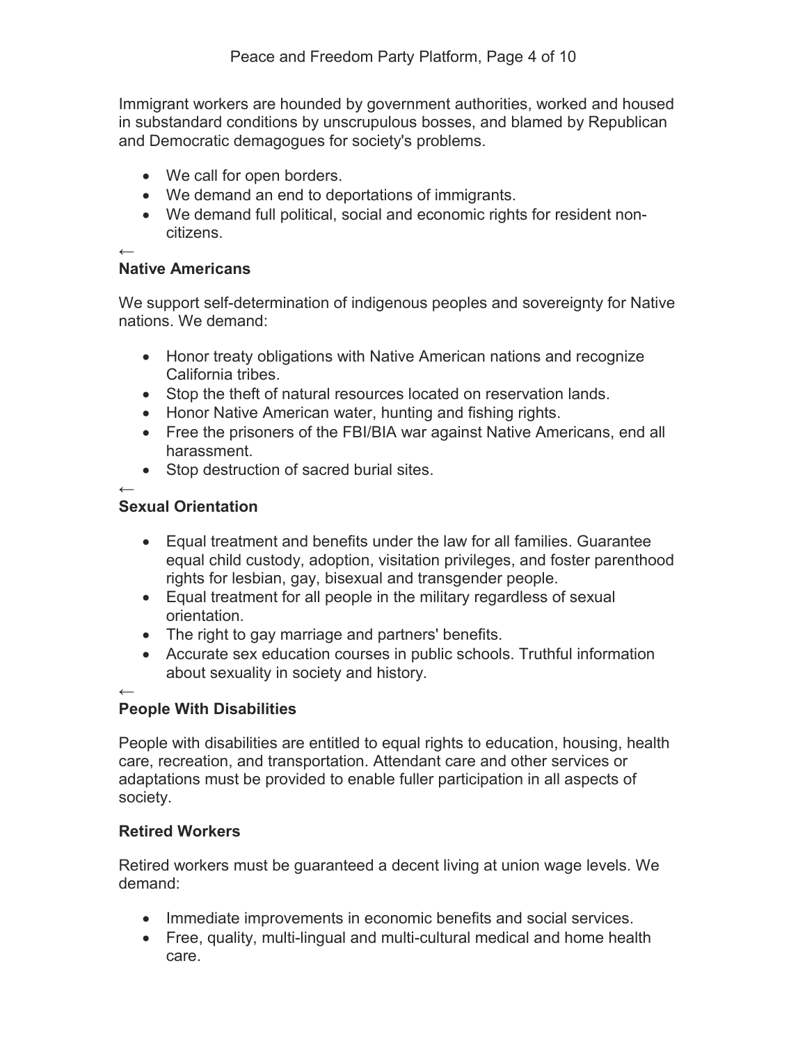Immigrant workers are hounded by government authorities, worked and housed in substandard conditions by unscrupulous bosses, and blamed by Republican and Democratic demagogues for society's problems.

- We call for open borders.
- We demand an end to deportations of immigrants.
- We demand full political, social and economic rights for resident non-citizens.

←

**Native Americans**

We support self-determination of indigenous peoples and sovereignty for Native nations. We demand:

- Honor treaty obligations with Native American nations and recognize California tribes.
- Stop the theft of natural resources located on reservation lands.
- Honor Native American water, hunting and fishing rights.
- Free the prisoners of the FBI/BIA war against Native Americans, end all harassment.
- Stop destruction of sacred burial sites.

←

**Sexual Orientation**

- Equal treatment and benefits under the law for all families. Guarantee equal child custody, adoption, visitation privileges, and foster parenthood rights for lesbian, gay, bisexual and transgender people.
- Equal treatment for all people in the military regardless of sexual orientation.
- The right to gay marriage and partners' benefits.
- Accurate sex education courses in public schools. Truthful information about sexuality in society and history.

←

**People With Disabilities**

People with disabilities are entitled to equal rights to education, housing, health care, recreation, and transportation. Attendant care and other services or adaptations must be provided to enable fuller participation in all aspects of society.

**Retired Workers**

Retired workers must be guaranteed a decent living at union wage levels. We demand:

- Immediate improvements in economic benefits and social services.
- Free, quality, multi-lingual and multi-cultural medical and home health care.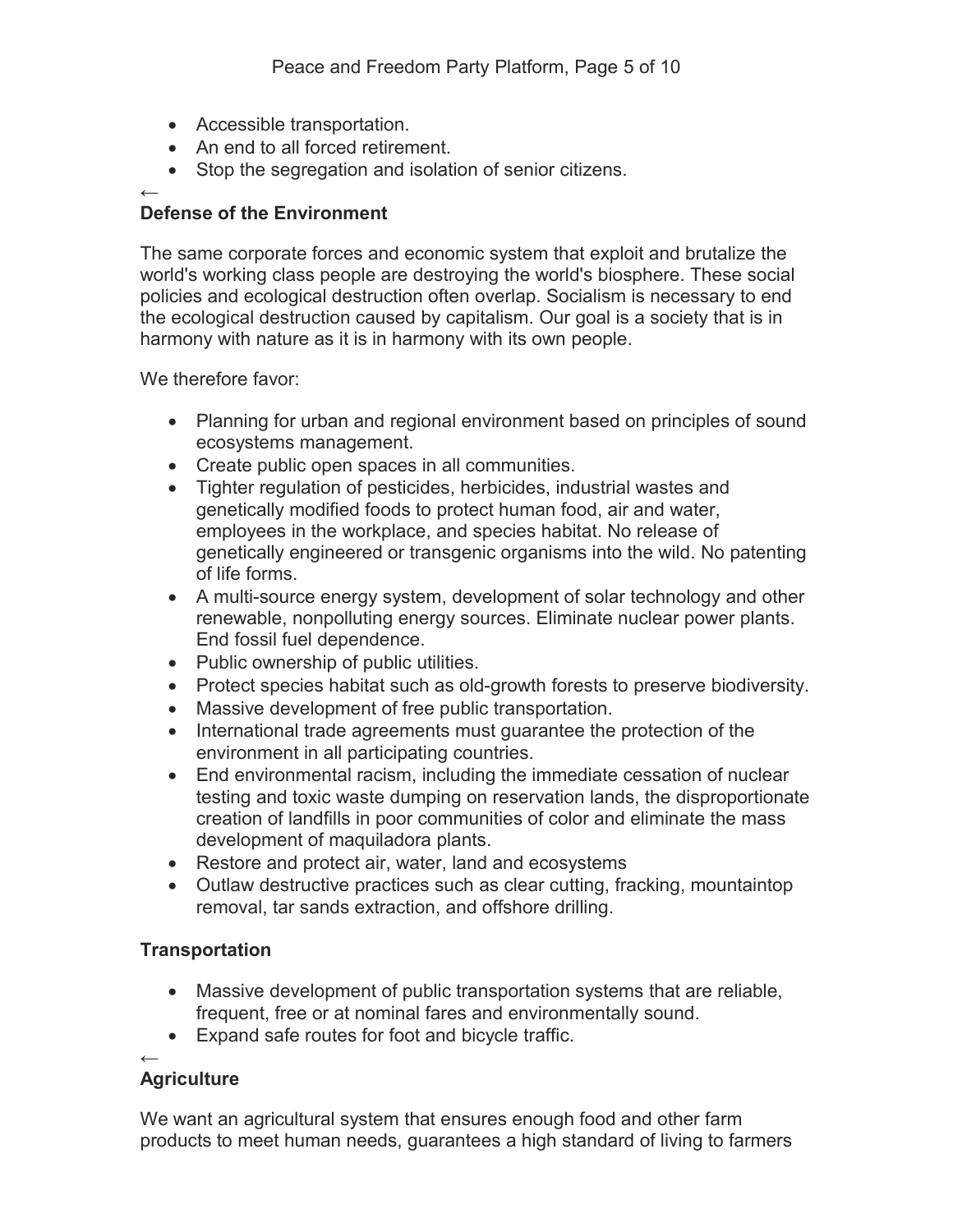- Accessible transportation.
- An end to all forced retirement.
- Stop the segregation and isolation of senior citizens.

←

**Defense of the Environment**

The same corporate forces and economic system that exploit and brutalize the world's working class people are destroying the world's biosphere. These social policies and ecological destruction often overlap. Socialism is necessary to end the ecological destruction caused by capitalism. Our goal is a society that is in harmony with nature as it is in harmony with its own people.

We therefore favor:

- Planning for urban and regional environment based on principles of sound ecosystems management.
- Create public open spaces in all communities.
- Tighter regulation of pesticides, herbicides, industrial wastes and genetically modified foods to protect human food, air and water, employees in the workplace, and species habitat. No release of genetically engineered or transgenic organisms into the wild. No patenting of life forms.
- A multi-source energy system, development of solar technology and other renewable, nonpolluting energy sources. Eliminate nuclear power plants. End fossil fuel dependence.
- Public ownership of public utilities.
- Protect species habitat such as old-growth forests to preserve biodiversity.
- Massive development of free public transportation.
- International trade agreements must guarantee the protection of the environment in all participating countries.
- End environmental racism, including the immediate cessation of nuclear testing and toxic waste dumping on reservation lands, the disproportionate creation of landfills in poor communities of color and eliminate the mass development of maquiladora plants.
- Restore and protect air, water, land and ecosystems
- Outlaw destructive practices such as clear cutting, fracking, mountaintop removal, tar sands extraction, and offshore drilling.

**Transportation**

- Massive development of public transportation systems that are reliable, frequent, free or at nominal fares and environmentally sound.
- Expand safe routes for foot and bicycle traffic.

←

**Agriculture**

We want an agricultural system that ensures enough food and other farm products to meet human needs, guarantees a high standard of living to farmers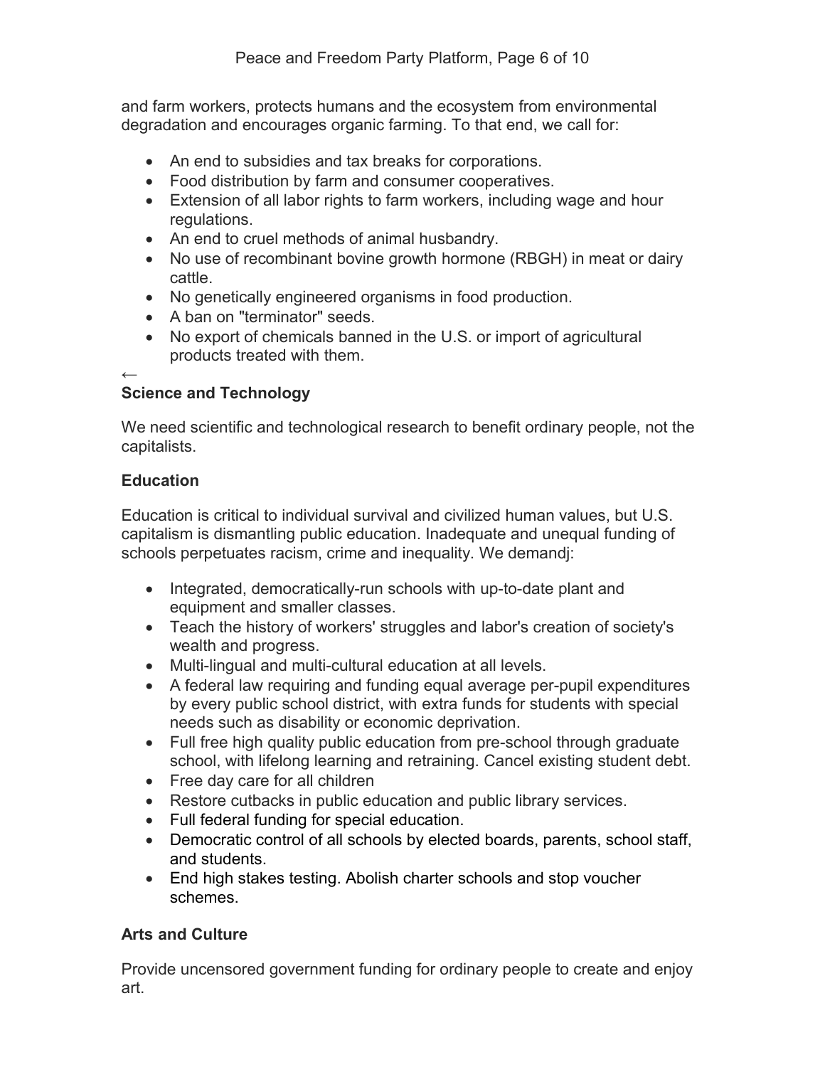and farm workers, protects humans and the ecosystem from environmental degradation and encourages organic farming. To that end, we call for:

- An end to subsidies and tax breaks for corporations.
- Food distribution by farm and consumer cooperatives.
- Extension of all labor rights to farm workers, including wage and hour regulations.
- An end to cruel methods of animal husbandry.
- No use of recombinant bovine growth hormone (RBGH) in meat or dairy cattle.
- No genetically engineered organisms in food production.
- A ban on "terminator" seeds.
- No export of chemicals banned in the U.S. or import of agricultural products treated with them.

←

**Science and Technology**

We need scientific and technological research to benefit ordinary people, not the capitalists.

**Education**

Education is critical to individual survival and civilized human values, but U.S. capitalism is dismantling public education. Inadequate and unequal funding of schools perpetuates racism, crime and inequality. We demandj:

- Integrated, democratically-run schools with up-to-date plant and equipment and smaller classes.
- Teach the history of workers' struggles and labor's creation of society's wealth and progress.
- Multi-lingual and multi-cultural education at all levels.
- A federal law requiring and funding equal average per-pupil expenditures by every public school district, with extra funds for students with special needs such as disability or economic deprivation.
- Full free high quality public education from pre-school through graduate school, with lifelong learning and retraining. Cancel existing student debt.
- Free day care for all children
- Restore cutbacks in public education and public library services.
- Full federal funding for special education.
- Democratic control of all schools by elected boards, parents, school staff, and students.
- End high stakes testing. Abolish charter schools and stop voucher schemes.

**Arts and Culture**

Provide uncensored government funding for ordinary people to create and enjoy art.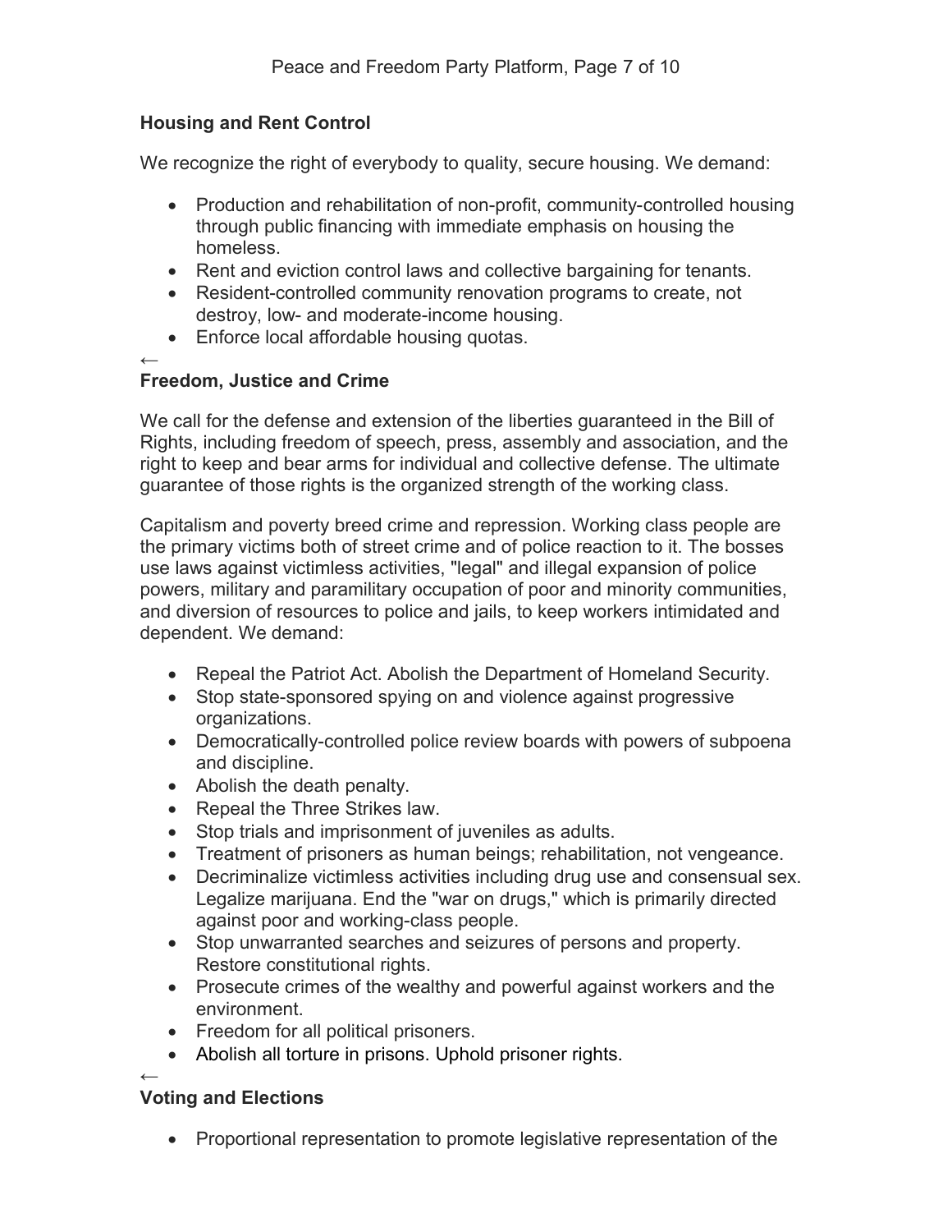## Housing and Rent Control

We recognize the right of everybody to quality, secure housing. We demand:

- Production and rehabilitation of non-profit, community-controlled housing through public financing with immediate emphasis on housing the homeless.
- Rent and eviction control laws and collective bargaining for tenants.
- Resident-controlled community renovation programs to create, not destroy, low- and moderate-income housing.
- Enforce local affordable housing quotas.

←

## Freedom, Justice and Crime

We call for the defense and extension of the liberties guaranteed in the Bill of Rights, including freedom of speech, press, assembly and association, and the right to keep and bear arms for individual and collective defense. The ultimate guarantee of those rights is the organized strength of the working class.

Capitalism and poverty breed crime and repression. Working class people are the primary victims both of street crime and of police reaction to it. The bosses use laws against victimless activities, "legal" and illegal expansion of police powers, military and paramilitary occupation of poor and minority communities, and diversion of resources to police and jails, to keep workers intimidated and dependent. We demand:

- Repeal the Patriot Act. Abolish the Department of Homeland Security.
- Stop state-sponsored spying on and violence against progressive organizations.
- Democratically-controlled police review boards with powers of subpoena and discipline.
- Abolish the death penalty.
- Repeal the Three Strikes law.
- Stop trials and imprisonment of juveniles as adults.
- Treatment of prisoners as human beings; rehabilitation, not vengeance.
- Decriminalize victimless activities including drug use and consensual sex. Legalize marijuana. End the "war on drugs," which is primarily directed against poor and working-class people.
- Stop unwarranted searches and seizures of persons and property. Restore constitutional rights.
- Prosecute crimes of the wealthy and powerful against workers and the environment.
- Freedom for all political prisoners.
- Abolish all torture in prisons. Uphold prisoner rights.

←

## Voting and Elections

- Proportional representation to promote legislative representation of the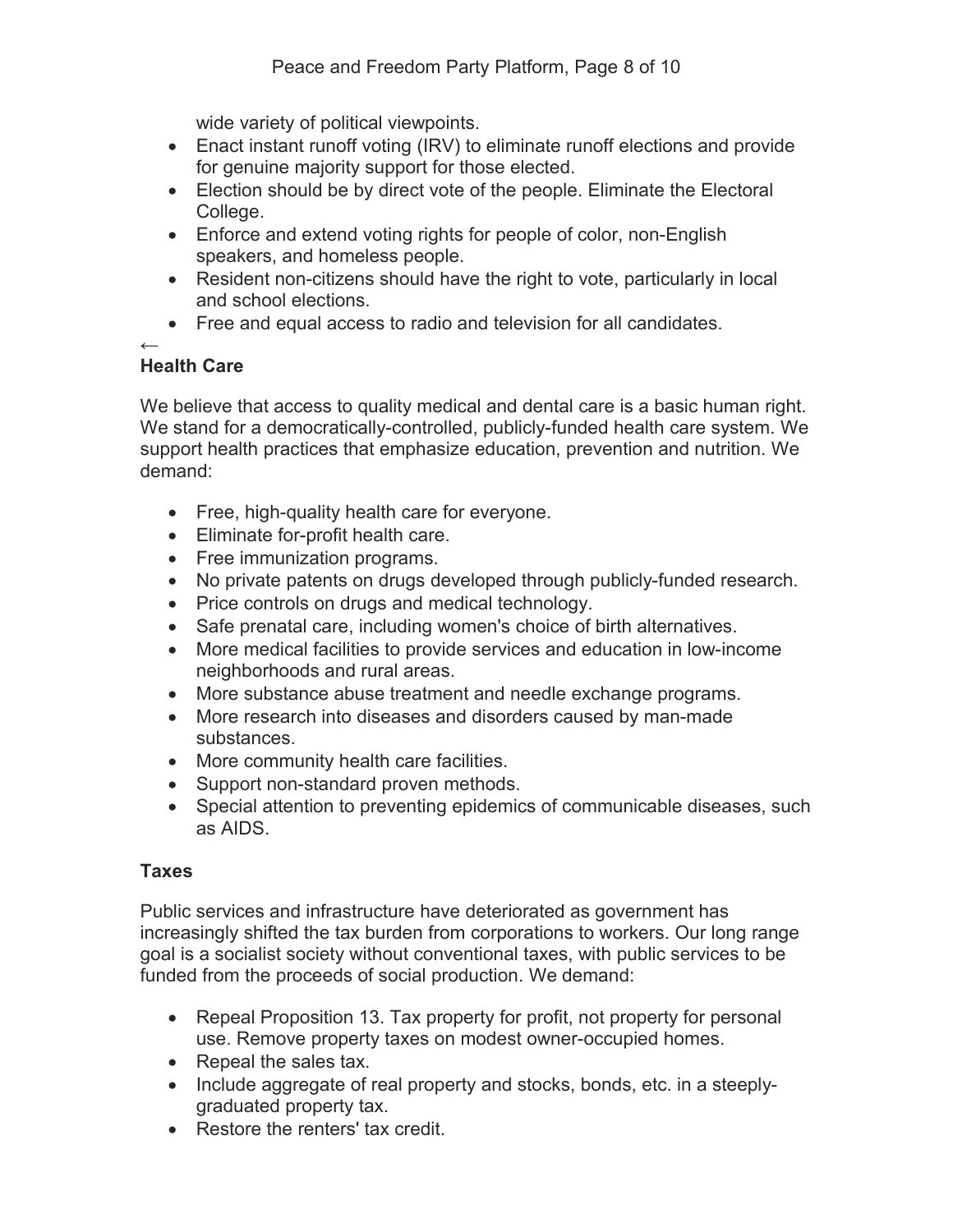wide variety of political viewpoints.

- Enact instant runoff voting (IRV) to eliminate runoff elections and provide for genuine majority support for those elected.
- Election should be by direct vote of the people. Eliminate the Electoral College.
- Enforce and extend voting rights for people of color, non-English speakers, and homeless people.
- Resident non-citizens should have the right to vote, particularly in local and school elections.
- Free and equal access to radio and television for all candidates.

←

### Health Care

We believe that access to quality medical and dental care is a basic human right. We stand for a democratically-controlled, publicly-funded health care system. We support health practices that emphasize education, prevention and nutrition. We demand:

- Free, high-quality health care for everyone.
- Eliminate for-profit health care.
- Free immunization programs.
- No private patents on drugs developed through publicly-funded research.
- Price controls on drugs and medical technology.
- Safe prenatal care, including women's choice of birth alternatives.
- More medical facilities to provide services and education in low-income neighborhoods and rural areas.
- More substance abuse treatment and needle exchange programs.
- More research into diseases and disorders caused by man-made substances.
- More community health care facilities.
- Support non-standard proven methods.
- Special attention to preventing epidemics of communicable diseases, such as AIDS.

### Taxes

Public services and infrastructure have deteriorated as government has increasingly shifted the tax burden from corporations to workers. Our long range goal is a socialist society without conventional taxes, with public services to be funded from the proceeds of social production. We demand:

- Repeal Proposition 13. Tax property for profit, not property for personal use. Remove property taxes on modest owner-occupied homes.
- Repeal the sales tax.
- Include aggregate of real property and stocks, bonds, etc. in a steeply-graduated property tax.
- Restore the renters' tax credit.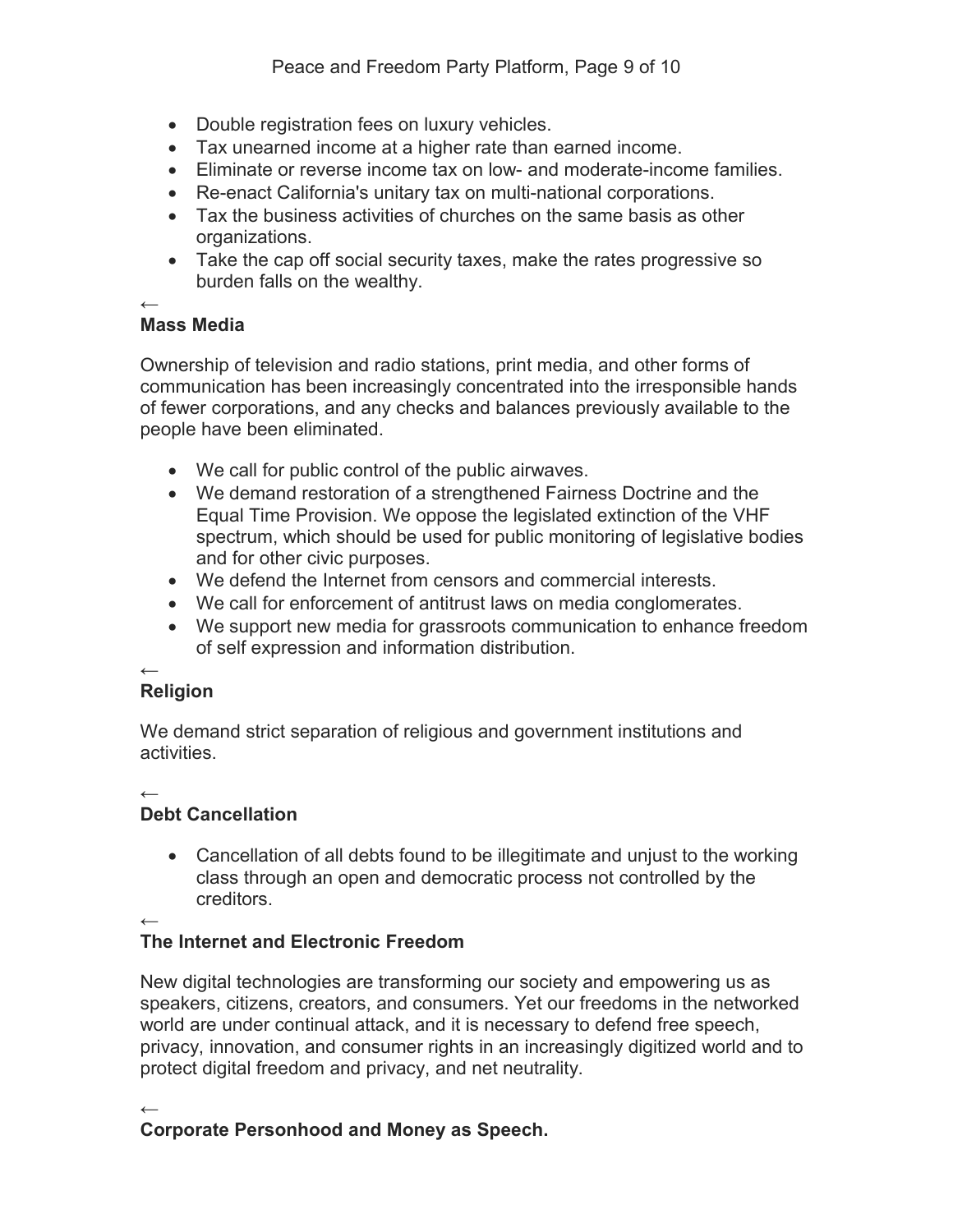- Double registration fees on luxury vehicles.
- Tax unearned income at a higher rate than earned income.
- Eliminate or reverse income tax on low- and moderate-income families.
- Re-enact California's unitary tax on multi-national corporations.
- Tax the business activities of churches on the same basis as other organizations.
- Take the cap off social security taxes, make the rates progressive so burden falls on the wealthy.

←

**Mass Media**

Ownership of television and radio stations, print media, and other forms of communication has been increasingly concentrated into the irresponsible hands of fewer corporations, and any checks and balances previously available to the people have been eliminated.

- We call for public control of the public airwaves.
- We demand restoration of a strengthened Fairness Doctrine and the Equal Time Provision. We oppose the legislated extinction of the VHF spectrum, which should be used for public monitoring of legislative bodies and for other civic purposes.
- We defend the Internet from censors and commercial interests.
- We call for enforcement of antitrust laws on media conglomerates.
- We support new media for grassroots communication to enhance freedom of self expression and information distribution.

←

**Religion**

We demand strict separation of religious and government institutions and activities.

←

**Debt Cancellation**

- Cancellation of all debts found to be illegitimate and unjust to the working class through an open and democratic process not controlled by the creditors.

←

**The Internet and Electronic Freedom**

New digital technologies are transforming our society and empowering us as speakers, citizens, creators, and consumers. Yet our freedoms in the networked world are under continual attack, and it is necessary to defend free speech, privacy, innovation, and consumer rights in an increasingly digitized world and to protect digital freedom and privacy, and net neutrality.

←

**Corporate Personhood and Money as Speech.**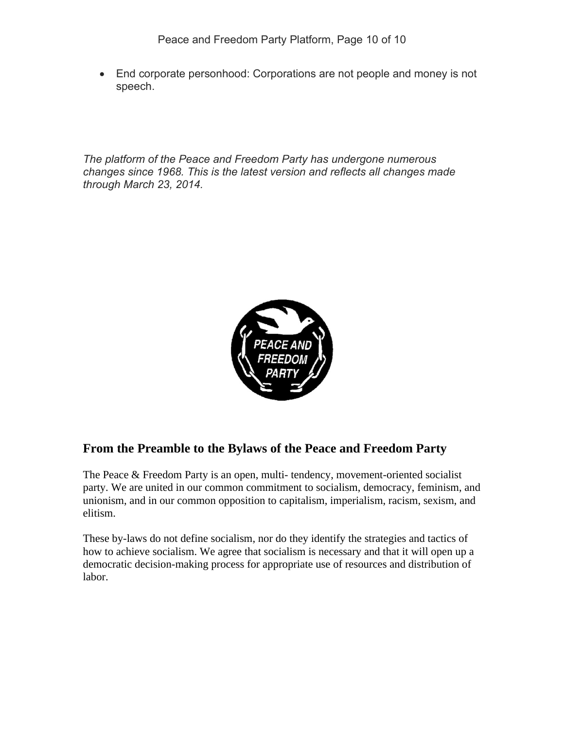- End corporate personhood: Corporations are not people and money is not speech.

*The platform of the Peace and Freedom Party has undergone numerous changes since 1968. This is the latest version and reflects all changes made through March 23, 2014.*

## From the Preamble to the Bylaws of the Peace and Freedom Party

The Peace & Freedom Party is an open, multi- tendency, movement-oriented socialist party. We are united in our common commitment to socialism, democracy, feminism, and unionism, and in our common opposition to capitalism, imperialism, racism, sexism, and elitism.

These by-laws do not define socialism, nor do they identify the strategies and tactics of how to achieve socialism. We agree that socialism is necessary and that it will open up a democratic decision-making process for appropriate use of resources and distribution of labor.